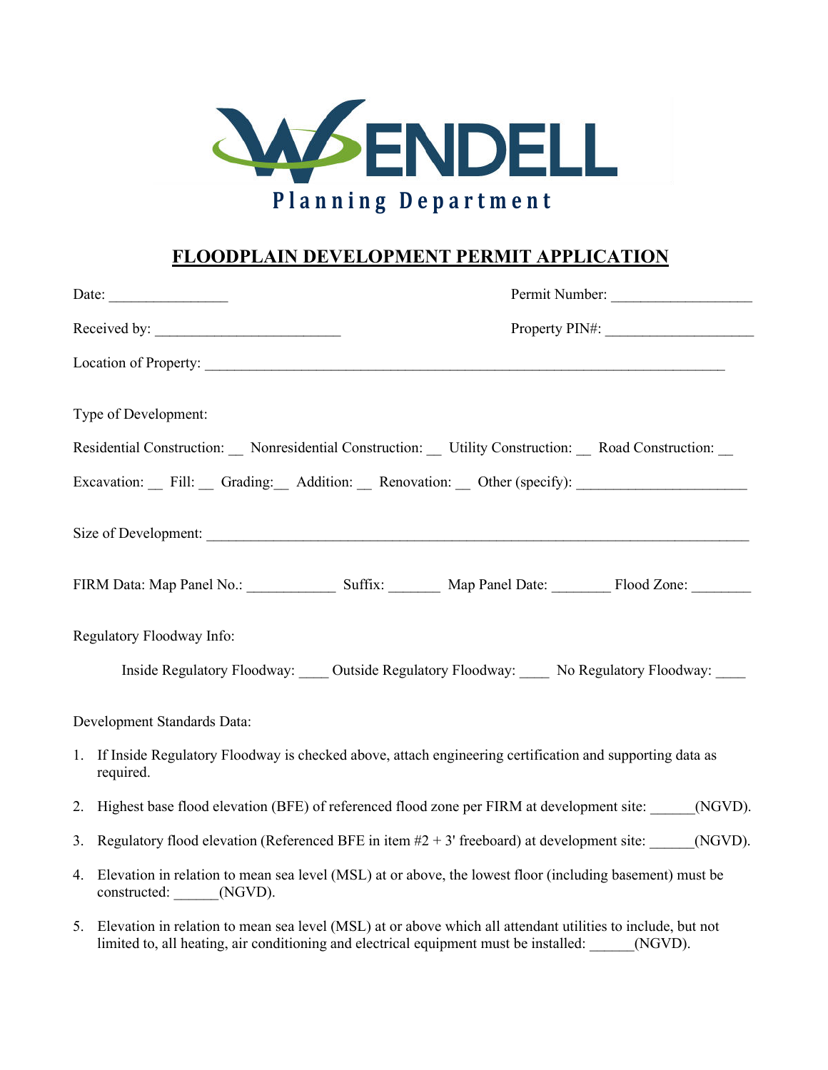WENDELL

Planning Department

# FLOODPLAIN DEVELOPMENT PERMIT APPLICATION

Date: ________________ Permit Number: ___________________

Received by: _________________________ Property PIN#: ____________________

Location of Property: ______________________________________________________________________

Type of Development:

Residential Construction: __ Nonresidential Construction: __ Utility Construction: __ Road Construction: __

Excavation: __ Fill: __ Grading:__ Addition: __ Renovation: __ Other (specify): ______________________

Size of Development: _________________________________________________________________________

FIRM Data: Map Panel No.: ____________ Suffix: _______ Map Panel Date: ________ Flood Zone: ________

Regulatory Floodway Info:

Inside Regulatory Floodway: ____ Outside Regulatory Floodway: ____ No Regulatory Floodway: ____

Development Standards Data:

1. If Inside Regulatory Floodway is checked above, attach engineering certification and supporting data as required.
2. Highest base flood elevation (BFE) of referenced flood zone per FIRM at development site: ______(NGVD).
3. Regulatory flood elevation (Referenced BFE in item #2 + 3' freeboard) at development site: ______(NGVD).
4. Elevation in relation to mean sea level (MSL) at or above, the lowest floor (including basement) must be constructed: ______(NGVD).
5. Elevation in relation to mean sea level (MSL) at or above which all attendant utilities to include, but not limited to, all heating, air conditioning and electrical equipment must be installed: ______(NGVD).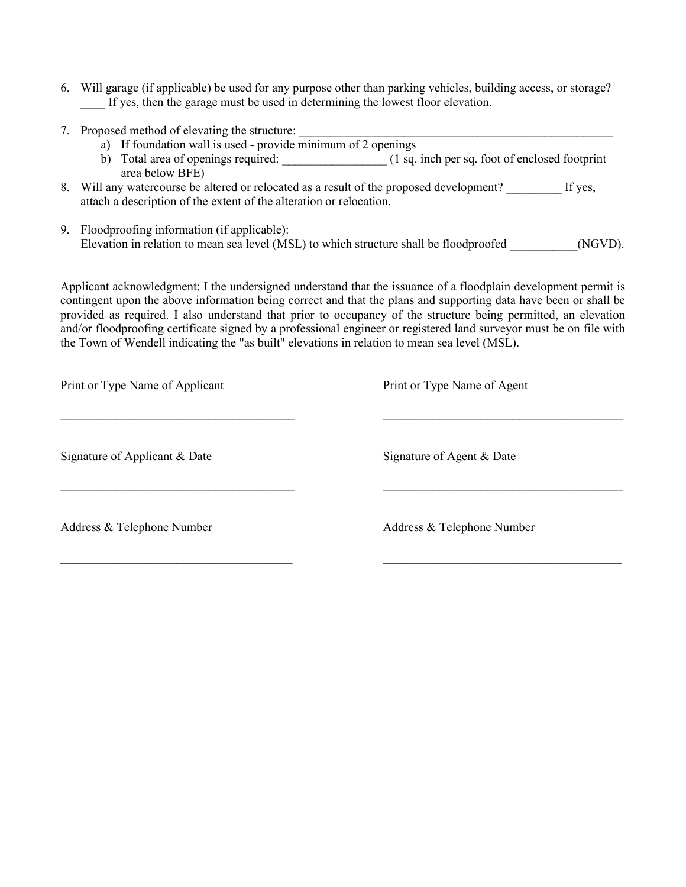6. Will garage (if applicable) be used for any purpose other than parking vehicles, building access, or storage? ____ If yes, then the garage must be used in determining the lowest floor elevation.

7. Proposed method of elevating the structure: ______________________________________________________
   a) If foundation wall is used - provide minimum of 2 openings
   b) Total area of openings required: _________________ (1 sq. inch per sq. foot of enclosed footprint area below BFE)

8. Will any watercourse be altered or relocated as a result of the proposed development? _________ If yes, attach a description of the extent of the alteration or relocation.

9. Floodproofing information (if applicable):
   Elevation in relation to mean sea level (MSL) to which structure shall be floodproofed ___________(NGVD).

Applicant acknowledgment: I the undersigned understand that the issuance of a floodplain development permit is contingent upon the above information being correct and that the plans and supporting data have been or shall be provided as required. I also understand that prior to occupancy of the structure being permitted, an elevation and/or floodproofing certificate signed by a professional engineer or registered land surveyor must be on file with the Town of Wendell indicating the "as built" elevations in relation to mean sea level (MSL).

Print or Type Name of Applicant

_______________________________________

Signature of Applicant & Date

_______________________________________

Address & Telephone Number

_______________________________________

Print or Type Name of Agent

_______________________________________

Signature of Agent & Date

_______________________________________

Address & Telephone Number

_______________________________________